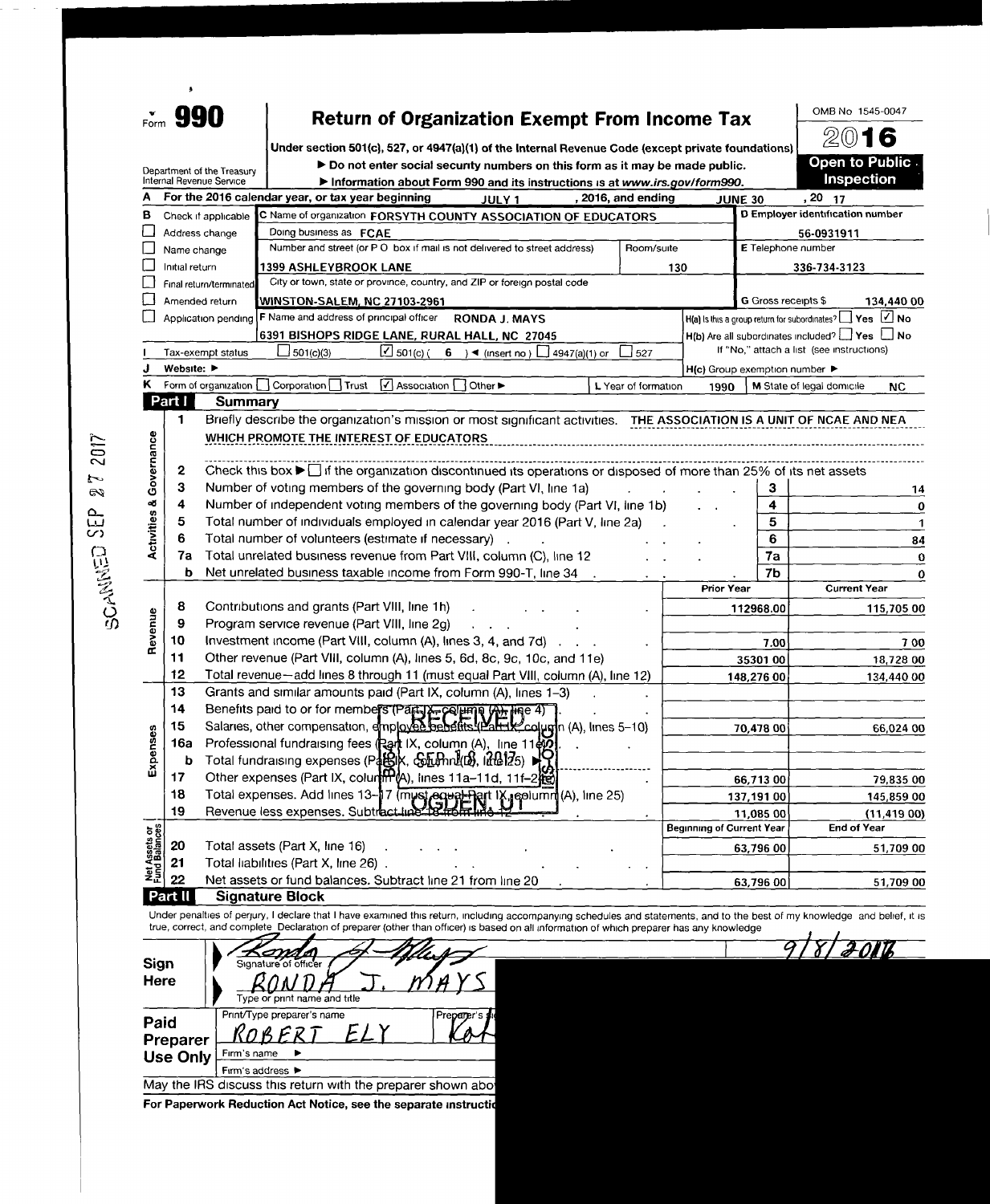# Form 990 — Return of Organization Exempt From Income Tax

**2016** | OMB No 1545-0047 | **Open to Public Inspection**

Under section 501(c), 527, or 4947(a)(1) of the Internal Revenue Code (except private foundations)

▶ Do not enter social security numbers on this form as it may be made public.

▶ Information about Form 990 and its instructions is at www.irs.gov/form990.

Department of the Treasury
Internal Revenue Service

**A** For the 2016 calendar year, or tax year beginning JULY 1 , 2016, and ending JUNE 30 , 20 17

**B** Check if applicable
- ☐ Address change
- ☐ Name change
- ☐ Initial return
- ☐ Final return/terminated
- ☐ Amended return
- ☐ Application pending

**C** Name of organization FORSYTH COUNTY ASSOCIATION OF EDUCATORS

Doing business as FCAE

Number and street (or P O box if mail is not delivered to street address) 1399 ASHLEYBROOK LANE — Room/suite 130

City or town, state or province, country, and ZIP or foreign postal code WINSTON-SALEM, NC 27103-2961

**D** Employer identification number 56-0931911

**E** Telephone number 336-734-3123

**G** Gross receipts $ 134,440 00

**F** Name and address of principal officer RONDA J. MAYS
6391 BISHOPS RIDGE LANE, RURAL HALL, NC 27045

H(a) Is this a group return for subordinates? ☐ Yes ☑ No
H(b) Are all subordinates included? ☐ Yes ☐ No
If "No," attach a list (see instructions)
H(c) Group exemption number ▶

**I** Tax-exempt status ☐ 501(c)(3) ☑ 501(c) ( 6 ) ◄ (insert no) ☐ 4947(a)(1) or ☐ 527

**J** Website: ▶

**K** Form of organization ☐ Corporation ☐ Trust ☑ Association ☐ Other ▶ **L** Year of formation 1990 **M** State of legal domicile NC

## Part I Summary

**Activities & Governance**

1. Briefly describe the organization's mission or most significant activities. THE ASSOCIATION IS A UNIT OF NCAE AND NEA WHICH PROMOTE THE INTEREST OF EDUCATORS
2. Check this box ▶ ☐ if the organization discontinued its operations or disposed of more than 25% of its net assets

| | | Line | |
|---|---|---|---|
| 3 | Number of voting members of the governing body (Part VI, line 1a) | 3 | 14 |
| 4 | Number of independent voting members of the governing body (Part VI, line 1b) | 4 | 0 |
| 5 | Total number of individuals employed in calendar year 2016 (Part V, line 2a) | 5 | 1 |
| 6 | Total number of volunteers (estimate if necessary) | 6 | 84 |
| 7a | Total unrelated business revenue from Part VIII, column (C), line 12 | 7a | 0 |
| b | Net unrelated business taxable income from Form 990-T, line 34 | 7b | 0 |

| | | Prior Year | Current Year |
|---|---|---|---|
| **Revenue** | | | |
| 8 | Contributions and grants (Part VIII, line 1h) | 112968.00 | 115,705 00 |
| 9 | Program service revenue (Part VIII, line 2g) | | |
| 10 | Investment income (Part VIII, column (A), lines 3, 4, and 7d) | 7.00 | 7 00 |
| 11 | Other revenue (Part VIII, column (A), lines 5, 6d, 8c, 9c, 10c, and 11e) | 35301 00 | 18,728 00 |
| 12 | Total revenue—add lines 8 through 11 (must equal Part VIII, column (A), line 12) | 148,276 00 | 134,440 00 |
| **Expenses** | | | |
| 13 | Grants and similar amounts paid (Part IX, column (A), lines 1–3) | | |
| 14 | Benefits paid to or for members (Part IX, column (A), line 4) | | |
| 15 | Salaries, other compensation, employee benefits (Part IX, column (A), lines 5–10) | 70,478 00 | 66,024 00 |
| 16a | Professional fundraising fees (Part IX, column (A), line 11e) | | |
| b | Total fundraising expenses (Part IX, column (D), line 25) ▶ | | |
| 17 | Other expenses (Part IX, column (A), lines 11a–11d, 11f–24e) | 66,713 00 | 79,835 00 |
| 18 | Total expenses. Add lines 13–17 (must equal Part IX, column (A), line 25) | 137,191 00 | 145,859 00 |
| 19 | Revenue less expenses. Subtract line 18 from line 12 | 11,085 00 | (11,419 00) |

| | | Beginning of Current Year | End of Year |
|---|---|---|---|
| **Net Assets or Fund Balances** | | | |
| 20 | Total assets (Part X, line 16) | 63,796 00 | 51,709 00 |
| 21 | Total liabilities (Part X, line 26) | | |
| 22 | Net assets or fund balances. Subtract line 21 from line 20 | 63,796 00 | 51,709 00 |

## Part II Signature Block

Under penalties of perjury, I declare that I have examined this return, including accompanying schedules and statements, and to the best of my knowledge and belief, it is true, correct, and complete Declaration of preparer (other than officer) is based on all information of which preparer has any knowledge

**Sign Here**
Signature of officer — 9/8/2017
RONDA J. MAYS
Type or print name and title

**Paid Preparer Use Only**
Print/Type preparer's name: ROBERT ELY
Preparer's signature
Firm's name ▶
Firm's address ▶

May the IRS discuss this return with the preparer shown abo

For Paperwork Reduction Act Notice, see the separate instructio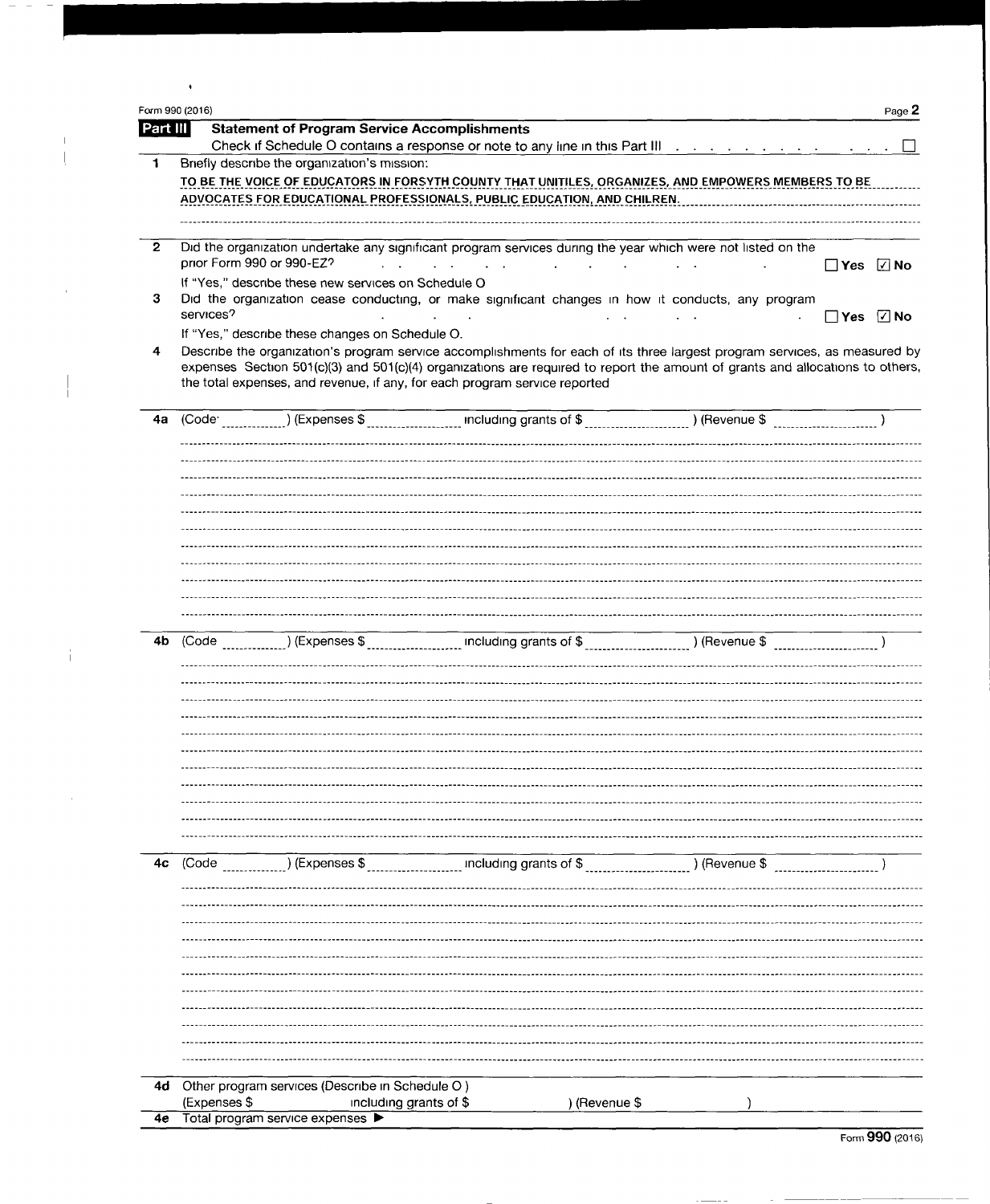Form 990 (2016)

## Part III Statement of Program Service Accomplishments

Check if Schedule O contains a response or note to any line in this Part III . . . . . . . . . . . . . ☐

**1** Briefly describe the organization's mission:

TO BE THE VOICE OF EDUCATORS IN FORSYTH COUNTY THAT UNITILES, ORGANIZES, AND EMPOWERS MEMBERS TO BE ADVOCATES FOR EDUCATIONAL PROFESSIONALS, PUBLIC EDUCATION, AND CHILREN.

**2** Did the organization undertake any significant program services during the year which were not listed on the prior Form 990 or 990-EZ? . . . ☐ Yes ☑ No

If "Yes," describe these new services on Schedule O

**3** Did the organization cease conducting, or make significant changes in how it conducts, any program services? . . . ☐ Yes ☑ No

If "Yes," describe these changes on Schedule O.

**4** Describe the organization's program service accomplishments for each of its three largest program services, as measured by expenses Section 501(c)(3) and 501(c)(4) organizations are required to report the amount of grants and allocations to others, the total expenses, and revenue, if any, for each program service reported

**4a** (Code ______ ) (Expenses $ ______ including grants of $ ______ ) (Revenue $ ______ )

**4b** (Code ______ ) (Expenses $ ______ including grants of $ ______ ) (Revenue $ ______ )

**4c** (Code ______ ) (Expenses $ ______ including grants of $ ______ ) (Revenue $ ______ )

**4d** Other program services (Describe in Schedule O )
(Expenses $ including grants of $ ) (Revenue $ )

**4e** Total program service expenses ▶

Form 990 (2016)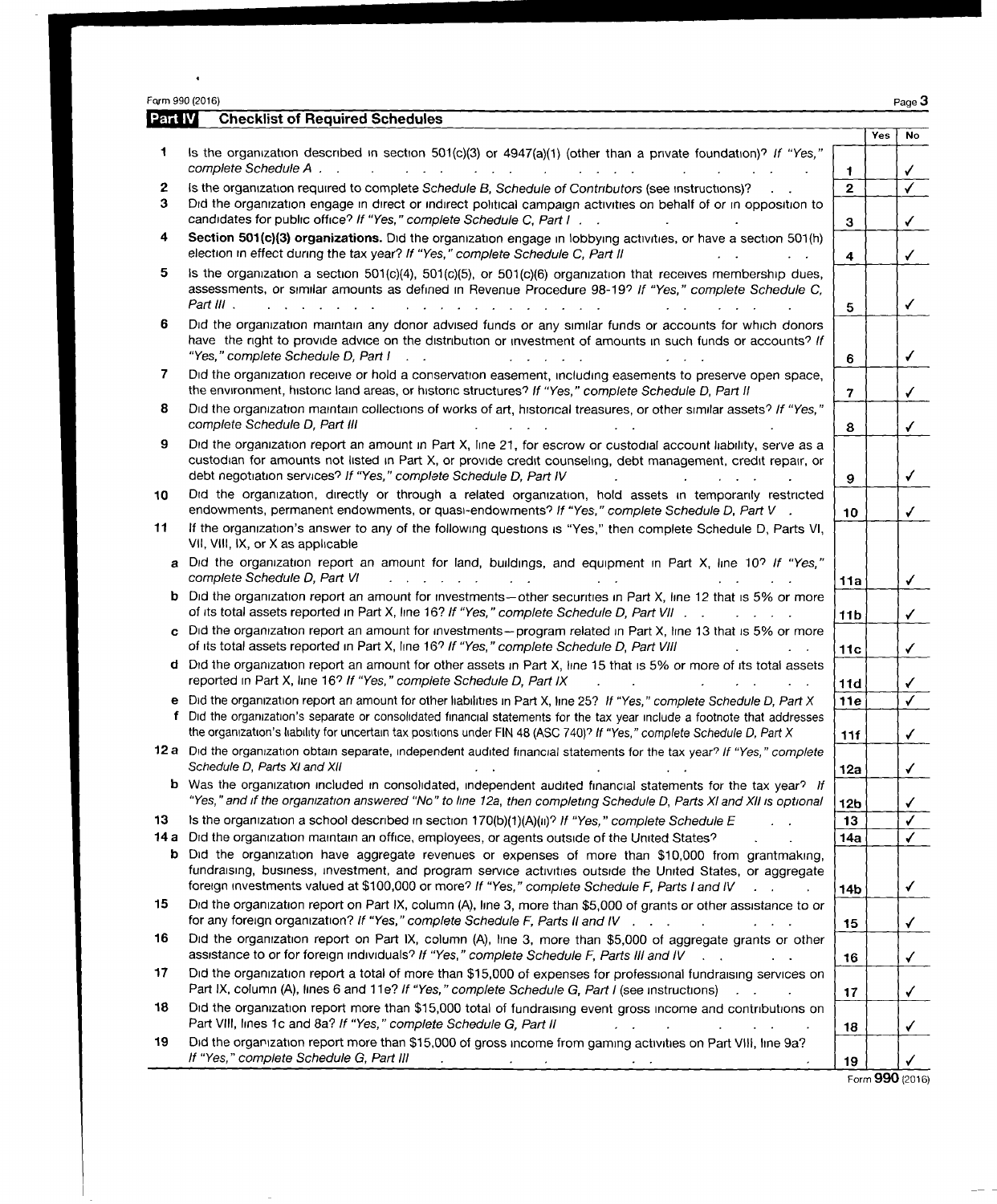Form 990 (2016)

**Part IV** **Checklist of Required Schedules**

| | | | Yes | No |
|---|---|---|---|---|
| 1 | Is the organization described in section 501(c)(3) or 4947(a)(1) (other than a private foundation)? *If "Yes," complete Schedule A* | 1 | | ✓ |
| 2 | Is the organization required to complete *Schedule B, Schedule of Contributors* (see instructions)? | 2 | | ✓ |
| 3 | Did the organization engage in direct or indirect political campaign activities on behalf of or in opposition to candidates for public office? *If "Yes," complete Schedule C, Part I* | 3 | | ✓ |
| 4 | **Section 501(c)(3) organizations.** Did the organization engage in lobbying activities, or have a section 501(h) election in effect during the tax year? *If "Yes," complete Schedule C, Part II* | 4 | | ✓ |
| 5 | Is the organization a section 501(c)(4), 501(c)(5), or 501(c)(6) organization that receives membership dues, assessments, or similar amounts as defined in Revenue Procedure 98-19? *If "Yes," complete Schedule C, Part III* | 5 | | ✓ |
| 6 | Did the organization maintain any donor advised funds or any similar funds or accounts for which donors have the right to provide advice on the distribution or investment of amounts in such funds or accounts? *If "Yes," complete Schedule D, Part I* | 6 | | ✓ |
| 7 | Did the organization receive or hold a conservation easement, including easements to preserve open space, the environment, historic land areas, or historic structures? *If "Yes," complete Schedule D, Part II* | 7 | | ✓ |
| 8 | Did the organization maintain collections of works of art, historical treasures, or other similar assets? *If "Yes," complete Schedule D, Part III* | 8 | | ✓ |
| 9 | Did the organization report an amount in Part X, line 21, for escrow or custodial account liability, serve as a custodian for amounts not listed in Part X, or provide credit counseling, debt management, credit repair, or debt negotiation services? *If "Yes," complete Schedule D, Part IV* | 9 | | ✓ |
| 10 | Did the organization, directly or through a related organization, hold assets in temporarily restricted endowments, permanent endowments, or quasi-endowments? *If "Yes," complete Schedule D, Part V* | 10 | | ✓ |
| 11 | If the organization's answer to any of the following questions is "Yes," then complete Schedule D, Parts VI, VII, VIII, IX, or X as applicable | | | |
| a | Did the organization report an amount for land, buildings, and equipment in Part X, line 10? *If "Yes," complete Schedule D, Part VI* | 11a | | ✓ |
| b | Did the organization report an amount for investments—other securities in Part X, line 12 that is 5% or more of its total assets reported in Part X, line 16? *If "Yes," complete Schedule D, Part VII* | 11b | | ✓ |
| c | Did the organization report an amount for investments—program related in Part X, line 13 that is 5% or more of its total assets reported in Part X, line 16? *If "Yes," complete Schedule D, Part VIII* | 11c | | ✓ |
| d | Did the organization report an amount for other assets in Part X, line 15 that is 5% or more of its total assets reported in Part X, line 16? *If "Yes," complete Schedule D, Part IX* | 11d | | ✓ |
| e | Did the organization report an amount for other liabilities in Part X, line 25? *If "Yes," complete Schedule D, Part X* | 11e | | ✓ |
| f | Did the organization's separate or consolidated financial statements for the tax year include a footnote that addresses the organization's liability for uncertain tax positions under FIN 48 (ASC 740)? *If "Yes," complete Schedule D, Part X* | 11f | | ✓ |
| 12a | Did the organization obtain separate, independent audited financial statements for the tax year? *If "Yes," complete Schedule D, Parts XI and XII* | 12a | | ✓ |
| b | Was the organization included in consolidated, independent audited financial statements for the tax year? *If "Yes," and if the organization answered "No" to line 12a, then completing Schedule D, Parts XI and XII is optional* | 12b | | ✓ |
| 13 | Is the organization a school described in section 170(b)(1)(A)(ii)? *If "Yes," complete Schedule E* | 13 | | ✓ |
| 14a | Did the organization maintain an office, employees, or agents outside of the United States? | 14a | | ✓ |
| b | Did the organization have aggregate revenues or expenses of more than $10,000 from grantmaking, fundraising, business, investment, and program service activities outside the United States, or aggregate foreign investments valued at $100,000 or more? *If "Yes," complete Schedule F, Parts I and IV* | 14b | | ✓ |
| 15 | Did the organization report on Part IX, column (A), line 3, more than $5,000 of grants or other assistance to or for any foreign organization? *If "Yes," complete Schedule F, Parts II and IV* | 15 | | ✓ |
| 16 | Did the organization report on Part IX, column (A), line 3, more than $5,000 of aggregate grants or other assistance to or for foreign individuals? *If "Yes," complete Schedule F, Parts III and IV* | 16 | | ✓ |
| 17 | Did the organization report a total of more than $15,000 of expenses for professional fundraising services on Part IX, column (A), lines 6 and 11e? *If "Yes," complete Schedule G, Part I* (see instructions) | 17 | | ✓ |
| 18 | Did the organization report more than $15,000 total of fundraising event gross income and contributions on Part VIII, lines 1c and 8a? *If "Yes," complete Schedule G, Part II* | 18 | | ✓ |
| 19 | Did the organization report more than $15,000 of gross income from gaming activities on Part VIII, line 9a? *If "Yes," complete Schedule G, Part III* | 19 | | ✓ |

Form **990** (2016)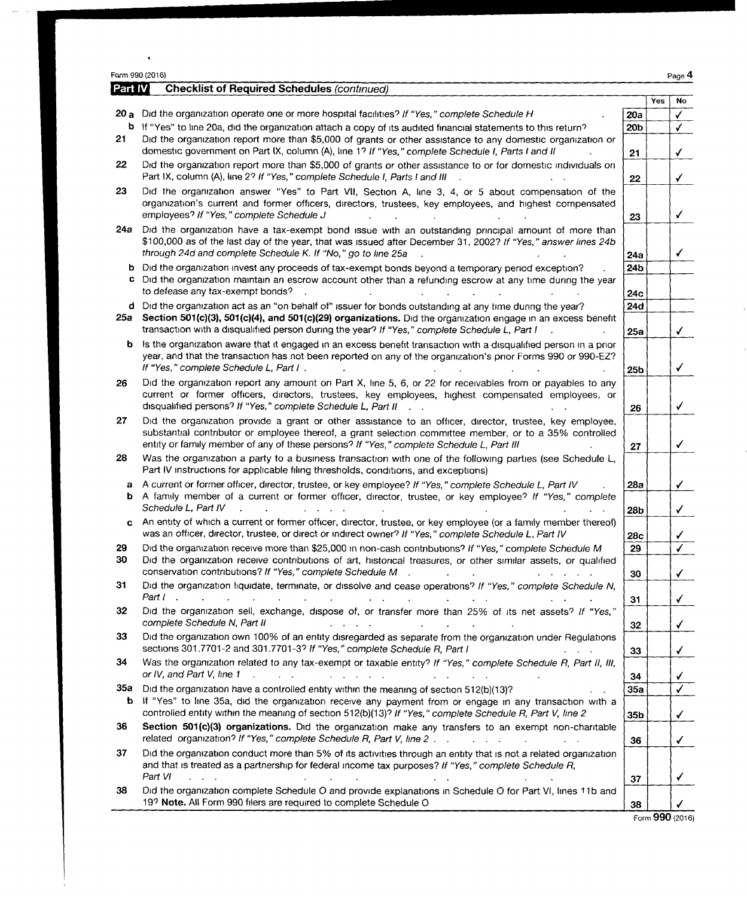Form 990 (2016)

## Part IV Checklist of Required Schedules *(continued)*

| | | Line | Yes | No |
|---|---|---|---|---|
| **20a** | Did the organization operate one or more hospital facilities? *If "Yes," complete Schedule H* | 20a | | ✓ |
| **b** | If "Yes" to line 20a, did the organization attach a copy of its audited financial statements to this return? | 20b | | ✓ |
| **21** | Did the organization report more than $5,000 of grants or other assistance to any domestic organization or domestic government on Part IX, column (A), line 1? *If "Yes," complete Schedule I, Parts I and II* | 21 | | ✓ |
| **22** | Did the organization report more than $5,000 of grants or other assistance to or for domestic individuals on Part IX, column (A), line 2? *If "Yes," complete Schedule I, Parts I and III* | 22 | | ✓ |
| **23** | Did the organization answer "Yes" to Part VII, Section A, line 3, 4, or 5 about compensation of the organization's current and former officers, directors, trustees, key employees, and highest compensated employees? *If "Yes," complete Schedule J* | 23 | | ✓ |
| **24a** | Did the organization have a tax-exempt bond issue with an outstanding principal amount of more than $100,000 as of the last day of the year, that was issued after December 31, 2002? *If "Yes," answer lines 24b through 24d and complete Schedule K. If "No," go to line 25a* | 24a | | ✓ |
| **b** | Did the organization invest any proceeds of tax-exempt bonds beyond a temporary period exception? | 24b | | |
| **c** | Did the organization maintain an escrow account other than a refunding escrow at any time during the year to defease any tax-exempt bonds? | 24c | | |
| **d** | Did the organization act as an "on behalf of" issuer for bonds outstanding at any time during the year? | 24d | | |
| **25a** | **Section 501(c)(3), 501(c)(4), and 501(c)(29) organizations.** Did the organization engage in an excess benefit transaction with a disqualified person during the year? *If "Yes," complete Schedule L, Part I* | 25a | | ✓ |
| **b** | Is the organization aware that it engaged in an excess benefit transaction with a disqualified person in a prior year, and that the transaction has not been reported on any of the organization's prior Forms 990 or 990-EZ? *If "Yes," complete Schedule L, Part I* | 25b | | ✓ |
| **26** | Did the organization report any amount on Part X, line 5, 6, or 22 for receivables from or payables to any current or former officers, directors, trustees, key employees, highest compensated employees, or disqualified persons? *If "Yes," complete Schedule L, Part II* | 26 | | ✓ |
| **27** | Did the organization provide a grant or other assistance to an officer, director, trustee, key employee, substantial contributor or employee thereof, a grant selection committee member, or to a 35% controlled entity or family member of any of these persons? *If "Yes," complete Schedule L, Part III* | 27 | | ✓ |
| **28** | Was the organization a party to a business transaction with one of the following parties (see Schedule L, Part IV instructions for applicable filing thresholds, conditions, and exceptions) | | | |
| **a** | A current or former officer, director, trustee, or key employee? *If "Yes," complete Schedule L, Part IV* | 28a | | ✓ |
| **b** | A family member of a current or former officer, director, trustee, or key employee? *If "Yes," complete Schedule L, Part IV* | 28b | | ✓ |
| **c** | An entity of which a current or former officer, director, trustee, or key employee (or a family member thereof) was an officer, director, trustee, or direct or indirect owner? *If "Yes," complete Schedule L, Part IV* | 28c | | ✓ |
| **29** | Did the organization receive more than $25,000 in non-cash contributions? *If "Yes," complete Schedule M* | 29 | | ✓ |
| **30** | Did the organization receive contributions of art, historical treasures, or other similar assets, or qualified conservation contributions? *If "Yes," complete Schedule M* | 30 | | ✓ |
| **31** | Did the organization liquidate, terminate, or dissolve and cease operations? *If "Yes," complete Schedule N, Part I* | 31 | | ✓ |
| **32** | Did the organization sell, exchange, dispose of, or transfer more than 25% of its net assets? *If "Yes," complete Schedule N, Part II* | 32 | | ✓ |
| **33** | Did the organization own 100% of an entity disregarded as separate from the organization under Regulations sections 301.7701-2 and 301.7701-3? *If "Yes," complete Schedule R, Part I* | 33 | | ✓ |
| **34** | Was the organization related to any tax-exempt or taxable entity? *If "Yes," complete Schedule R, Part II, III, or IV, and Part V, line 1* | 34 | | ✓ |
| **35a** | Did the organization have a controlled entity within the meaning of section 512(b)(13)? | 35a | | ✓ |
| **b** | If "Yes" to line 35a, did the organization receive any payment from or engage in any transaction with a controlled entity within the meaning of section 512(b)(13)? *If "Yes," complete Schedule R, Part V, line 2* | 35b | | ✓ |
| **36** | **Section 501(c)(3) organizations.** Did the organization make any transfers to an exempt non-charitable related organization? *If "Yes," complete Schedule R, Part V, line 2* | 36 | | ✓ |
| **37** | Did the organization conduct more than 5% of its activities through an entity that is not a related organization and that is treated as a partnership for federal income tax purposes? *If "Yes," complete Schedule R, Part VI* | 37 | | ✓ |
| **38** | Did the organization complete Schedule O and provide explanations in Schedule O for Part VI, lines 11b and 19? **Note.** All Form 990 filers are required to complete Schedule O | 38 | | ✓ |

Form **990** (2016)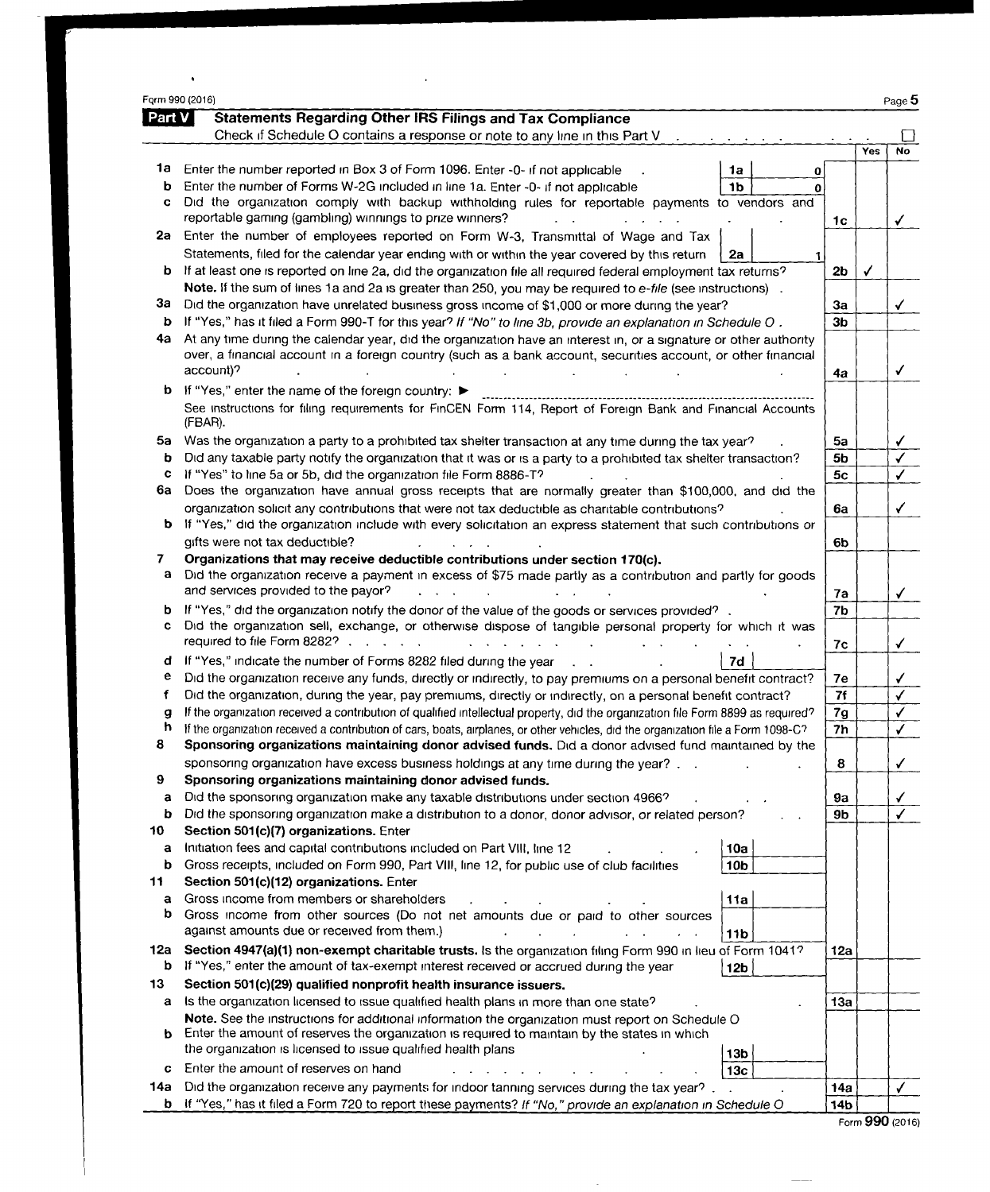Form 990 (2016) Page 5

## Part V Statements Regarding Other IRS Filings and Tax Compliance

Check if Schedule O contains a response or note to any line in this Part V . . . . . . . . ☐

| | | | | | Yes | No |
|---|---|---|---|---|---|---|
| 1a | Enter the number reported in Box 3 of Form 1096. Enter -0- if not applicable | 1a | 0 | | | |
| b | Enter the number of Forms W-2G included in line 1a. Enter -0- if not applicable | 1b | 0 | | | |
| c | Did the organization comply with backup withholding rules for reportable payments to vendors and reportable gaming (gambling) winnings to prize winners? | | | 1c | | ✓ |
| 2a | Enter the number of employees reported on Form W-3, Transmittal of Wage and Tax Statements, filed for the calendar year ending with or within the year covered by this return | 2a | 1 | | | |
| b | If at least one is reported on line 2a, did the organization file all required federal employment tax returns? **Note.** If the sum of lines 1a and 2a is greater than 250, you may be required to *e-file* (see instructions) | | | 2b | ✓ | |
| 3a | Did the organization have unrelated business gross income of $1,000 or more during the year? | | | 3a | | ✓ |
| b | If "Yes," has it filed a Form 990-T for this year? *If "No" to line 3b, provide an explanation in Schedule O* | | | 3b | | |
| 4a | At any time during the calendar year, did the organization have an interest in, or a signature or other authority over, a financial account in a foreign country (such as a bank account, securities account, or other financial account)? | | | 4a | | ✓ |
| b | If "Yes," enter the name of the foreign country: ▶ See instructions for filing requirements for FinCEN Form 114, Report of Foreign Bank and Financial Accounts (FBAR). | | | | | |
| 5a | Was the organization a party to a prohibited tax shelter transaction at any time during the tax year? | | | 5a | | ✓ |
| b | Did any taxable party notify the organization that it was or is a party to a prohibited tax shelter transaction? | | | 5b | | ✓ |
| c | If "Yes" to line 5a or 5b, did the organization file Form 8886-T? | | | 5c | | ✓ |
| 6a | Does the organization have annual gross receipts that are normally greater than $100,000, and did the organization solicit any contributions that were not tax deductible as charitable contributions? | | | 6a | | ✓ |
| b | If "Yes," did the organization include with every solicitation an express statement that such contributions or gifts were not tax deductible? | | | 6b | | |
| 7 | **Organizations that may receive deductible contributions under section 170(c).** | | | | | |
| a | Did the organization receive a payment in excess of $75 made partly as a contribution and partly for goods and services provided to the payor? | | | 7a | | ✓ |
| b | If "Yes," did the organization notify the donor of the value of the goods or services provided? | | | 7b | | |
| c | Did the organization sell, exchange, or otherwise dispose of tangible personal property for which it was required to file Form 8282? | | | 7c | | ✓ |
| d | If "Yes," indicate the number of Forms 8282 filed during the year | 7d | | | | |
| e | Did the organization receive any funds, directly or indirectly, to pay premiums on a personal benefit contract? | | | 7e | | ✓ |
| f | Did the organization, during the year, pay premiums, directly or indirectly, on a personal benefit contract? | | | 7f | | ✓ |
| g | If the organization received a contribution of qualified intellectual property, did the organization file Form 8899 as required? | | | 7g | | ✓ |
| h | If the organization received a contribution of cars, boats, airplanes, or other vehicles, did the organization file a Form 1098-C? | | | 7h | | ✓ |
| 8 | **Sponsoring organizations maintaining donor advised funds.** Did a donor advised fund maintained by the sponsoring organization have excess business holdings at any time during the year? | | | 8 | | ✓ |
| 9 | **Sponsoring organizations maintaining donor advised funds.** | | | | | |
| a | Did the sponsoring organization make any taxable distributions under section 4966? | | | 9a | | ✓ |
| b | Did the sponsoring organization make a distribution to a donor, donor advisor, or related person? | | | 9b | | ✓ |
| 10 | **Section 501(c)(7) organizations.** Enter | | | | | |
| a | Initiation fees and capital contributions included on Part VIII, line 12 | 10a | | | | |
| b | Gross receipts, included on Form 990, Part VIII, line 12, for public use of club facilities | 10b | | | | |
| 11 | **Section 501(c)(12) organizations.** Enter | | | | | |
| a | Gross income from members or shareholders | 11a | | | | |
| b | Gross income from other sources (Do not net amounts due or paid to other sources against amounts due or received from them.) | 11b | | | | |
| 12a | **Section 4947(a)(1) non-exempt charitable trusts.** Is the organization filing Form 990 in lieu of Form 1041? | | | 12a | | |
| b | If "Yes," enter the amount of tax-exempt interest received or accrued during the year | 12b | | | | |
| 13 | **Section 501(c)(29) qualified nonprofit health insurance issuers.** | | | | | |
| a | Is the organization licensed to issue qualified health plans in more than one state? **Note.** See the instructions for additional information the organization must report on Schedule O | | | 13a | | |
| b | Enter the amount of reserves the organization is required to maintain by the states in which the organization is licensed to issue qualified health plans | 13b | | | | |
| c | Enter the amount of reserves on hand | 13c | | | | |
| 14a | Did the organization receive any payments for indoor tanning services during the tax year? | | | 14a | | ✓ |
| b | If "Yes," has it filed a Form 720 to report these payments? *If "No," provide an explanation in Schedule O* | | | 14b | | |

Form **990** (2016)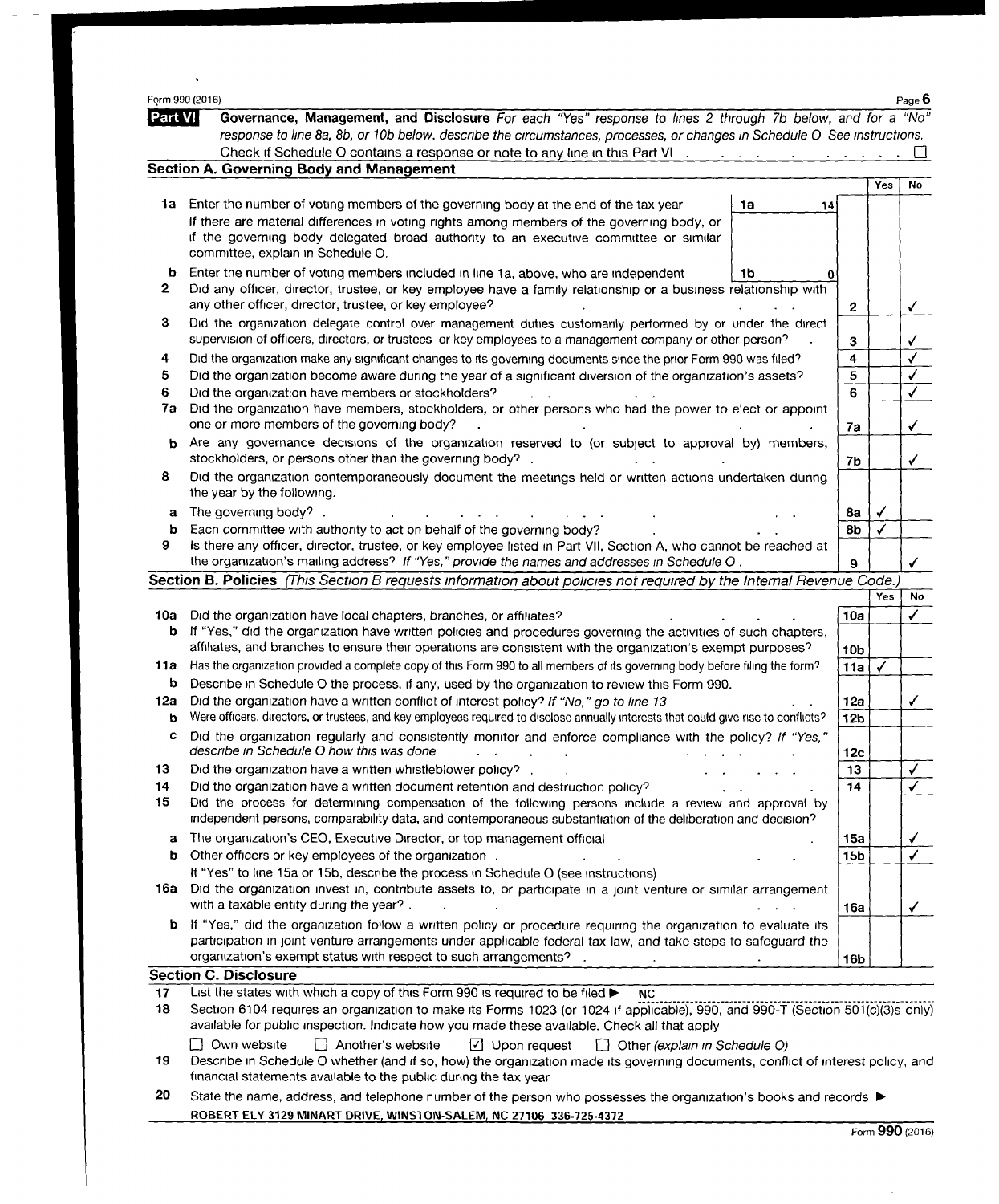Form 990 (2016)

**Part VI — Governance, Management, and Disclosure** *For each "Yes" response to lines 2 through 7b below, and for a "No" response to line 8a, 8b, or 10b below, describe the circumstances, processes, or changes in Schedule O See instructions.*

Check if Schedule O contains a response or note to any line in this Part VI ☐

## Section A. Governing Body and Management

| | | | Line | Yes | No |
|---|---|---|---|---|---|
| 1a | Enter the number of voting members of the governing body at the end of the tax year. If there are material differences in voting rights among members of the governing body, or if the governing body delegated broad authority to an executive committee or similar committee, explain in Schedule O. | 1a: 14 | | | |
| b | Enter the number of voting members included in line 1a, above, who are independent | 1b: 0 | | | |
| 2 | Did any officer, director, trustee, or key employee have a family relationship or a business relationship with any other officer, director, trustee, or key employee? | | 2 | | ✓ |
| 3 | Did the organization delegate control over management duties customarily performed by or under the direct supervision of officers, directors, or trustees or key employees to a management company or other person? | | 3 | | ✓ |
| 4 | Did the organization make any significant changes to its governing documents since the prior Form 990 was filed? | | 4 | | ✓ |
| 5 | Did the organization become aware during the year of a significant diversion of the organization's assets? | | 5 | | ✓ |
| 6 | Did the organization have members or stockholders? | | 6 | | ✓ |
| 7a | Did the organization have members, stockholders, or other persons who had the power to elect or appoint one or more members of the governing body? | | 7a | | ✓ |
| b | Are any governance decisions of the organization reserved to (or subject to approval by) members, stockholders, or persons other than the governing body? | | 7b | | ✓ |
| 8 | Did the organization contemporaneously document the meetings held or written actions undertaken during the year by the following. | | | | |
| a | The governing body? | | 8a | ✓ | |
| b | Each committee with authority to act on behalf of the governing body? | | 8b | ✓ | |
| 9 | Is there any officer, director, trustee, or key employee listed in Part VII, Section A, who cannot be reached at the organization's mailing address? *If "Yes," provide the names and addresses in Schedule O.* | | 9 | | ✓ |

## Section B. Policies *(This Section B requests information about policies not required by the Internal Revenue Code.)*

| | | Line | Yes | No |
|---|---|---|---|---|
| 10a | Did the organization have local chapters, branches, or affiliates? | 10a | | ✓ |
| b | If "Yes," did the organization have written policies and procedures governing the activities of such chapters, affiliates, and branches to ensure their operations are consistent with the organization's exempt purposes? | 10b | | |
| 11a | Has the organization provided a complete copy of this Form 990 to all members of its governing body before filing the form? | 11a | ✓ | |
| b | Describe in Schedule O the process, if any, used by the organization to review this Form 990. | | | |
| 12a | Did the organization have a written conflict of interest policy? *If "No," go to line 13* | 12a | | ✓ |
| b | Were officers, directors, or trustees, and key employees required to disclose annually interests that could give rise to conflicts? | 12b | | |
| c | Did the organization regularly and consistently monitor and enforce compliance with the policy? *If "Yes," describe in Schedule O how this was done* | 12c | | |
| 13 | Did the organization have a written whistleblower policy? | 13 | | ✓ |
| 14 | Did the organization have a written document retention and destruction policy? | 14 | | ✓ |
| 15 | Did the process for determining compensation of the following persons include a review and approval by independent persons, comparability data, and contemporaneous substantiation of the deliberation and decision? | | | |
| a | The organization's CEO, Executive Director, or top management official | 15a | | ✓ |
| b | Other officers or key employees of the organization. If "Yes" to line 15a or 15b, describe the process in Schedule O (see instructions) | 15b | | ✓ |
| 16a | Did the organization invest in, contribute assets to, or participate in a joint venture or similar arrangement with a taxable entity during the year? | 16a | | ✓ |
| b | If "Yes," did the organization follow a written policy or procedure requiring the organization to evaluate its participation in joint venture arrangements under applicable federal tax law, and take steps to safeguard the organization's exempt status with respect to such arrangements? | 16b | | |

## Section C. Disclosure

17 List the states with which a copy of this Form 990 is required to be filed ▶ NC

18 Section 6104 requires an organization to make its Forms 1023 (or 1024 if applicable), 990, and 990-T (Section 501(c)(3)s only) available for public inspection. Indicate how you made these available. Check all that apply

☐ Own website ☐ Another's website ☑ Upon request ☐ Other *(explain in Schedule O)*

19 Describe in Schedule O whether (and if so, how) the organization made its governing documents, conflict of interest policy, and financial statements available to the public during the tax year

20 State the name, address, and telephone number of the person who possesses the organization's books and records ▶

ROBERT ELY 3129 MINART DRIVE, WINSTON-SALEM, NC 27106 336-725-4372

Form **990** (2016)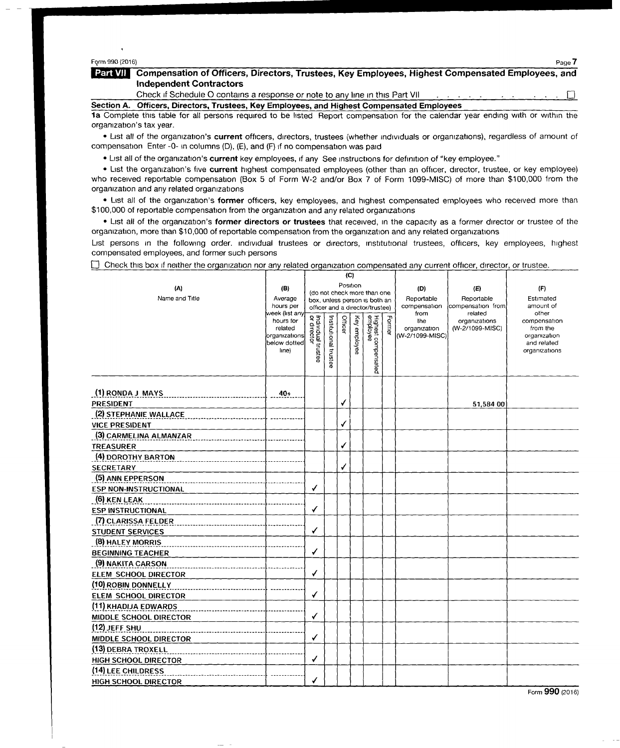Form 990 (2016)

## Part VII Compensation of Officers, Directors, Trustees, Key Employees, Highest Compensated Employees, and Independent Contractors

Check if Schedule O contains a response or note to any line in this Part VII . . . . . . . . . . . ☐

### Section A. Officers, Directors, Trustees, Key Employees, and Highest Compensated Employees

**1a** Complete this table for all persons required to be listed Report compensation for the calendar year ending with or within the organization's tax year.

- List all of the organization's **current** officers, directors, trustees (whether individuals or organizations), regardless of amount of compensation Enter -0- in columns (D), (E), and (F) if no compensation was paid
- List all of the organization's **current** key employees, if any See instructions for definition of "key employee."
- List the organization's five **current** highest compensated employees (other than an officer, director, trustee, or key employee) who received reportable compensation (Box 5 of Form W-2 and/or Box 7 of Form 1099-MISC) of more than $100,000 from the organization and any related organizations
- List all of the organization's **former** officers, key employees, and highest compensated employees who received more than $100,000 of reportable compensation from the organization and any related organizations
- List all of the organization's **former directors or trustees** that received, in the capacity as a former director or trustee of the organization, more than $10,000 of reportable compensation from the organization and any related organizations

List persons in the following order. individual trustees or directors, institutional trustees, officers, key employees, highest compensated employees, and former such persons

☐ Check this box if neither the organization nor any related organization compensated any current officer, director, or trustee.

| (A) Name and Title | (B) Average hours per week (list any hours for related organizations below dotted line) | (C) Position (do not check more than one box, unless person is both an officer and a director/trustee) Individual trustee or director | Institutional trustee | Officer | Key employee | Highest compensated employee | Former | (D) Reportable compensation from the organization (W-2/1099-MISC) | (E) Reportable compensation from related organizations (W-2/1099-MISC) | (F) Estimated amount of other compensation from the organization and related organizations |
|---|---|---|---|---|---|---|---|---|---|---|
| (1) RONDA J MAYS<br>PRESIDENT | 40+ | | | ✓ | | | | | 51,584 00 | |
| (2) STEPHANIE WALLACE<br>VICE PRESIDENT | | | | ✓ | | | | | | |
| (3) CARMELINA ALMANZAR<br>TREASURER | | | | ✓ | | | | | | |
| (4) DOROTHY BARTON<br>SECRETARY | | | | ✓ | | | | | | |
| (5) ANN EPPERSON<br>ESP NON-INSTRUCTIONAL | | ✓ | | | | | | | | |
| (6) KEN LEAK<br>ESP INSTRUCTIONAL | | ✓ | | | | | | | | |
| (7) CLARISSA FELDER<br>STUDENT SERVICES | | ✓ | | | | | | | | |
| (8) HALEY MORRIS<br>BEGINNING TEACHER | | ✓ | | | | | | | | |
| (9) NAKITA CARSON<br>ELEM SCHOOL DIRECTOR | | ✓ | | | | | | | | |
| (10) ROBIN DONNELLY<br>ELEM SCHOOL DIRECTOR | | ✓ | | | | | | | | |
| (11) KHADIJA EDWARDS<br>MIDDLE SCHOOL DIRECTOR | | ✓ | | | | | | | | |
| (12) JEFF SHU<br>MIDDLE SCHOOL DIRECTOR | | ✓ | | | | | | | | |
| (13) DEBRA TROXELL<br>HIGH SCHOOL DIRECTOR | | ✓ | | | | | | | | |
| (14) LEE CHILDRESS<br>HIGH SCHOOL DIRECTOR | | ✓ | | | | | | | | |

Form **990** (2016)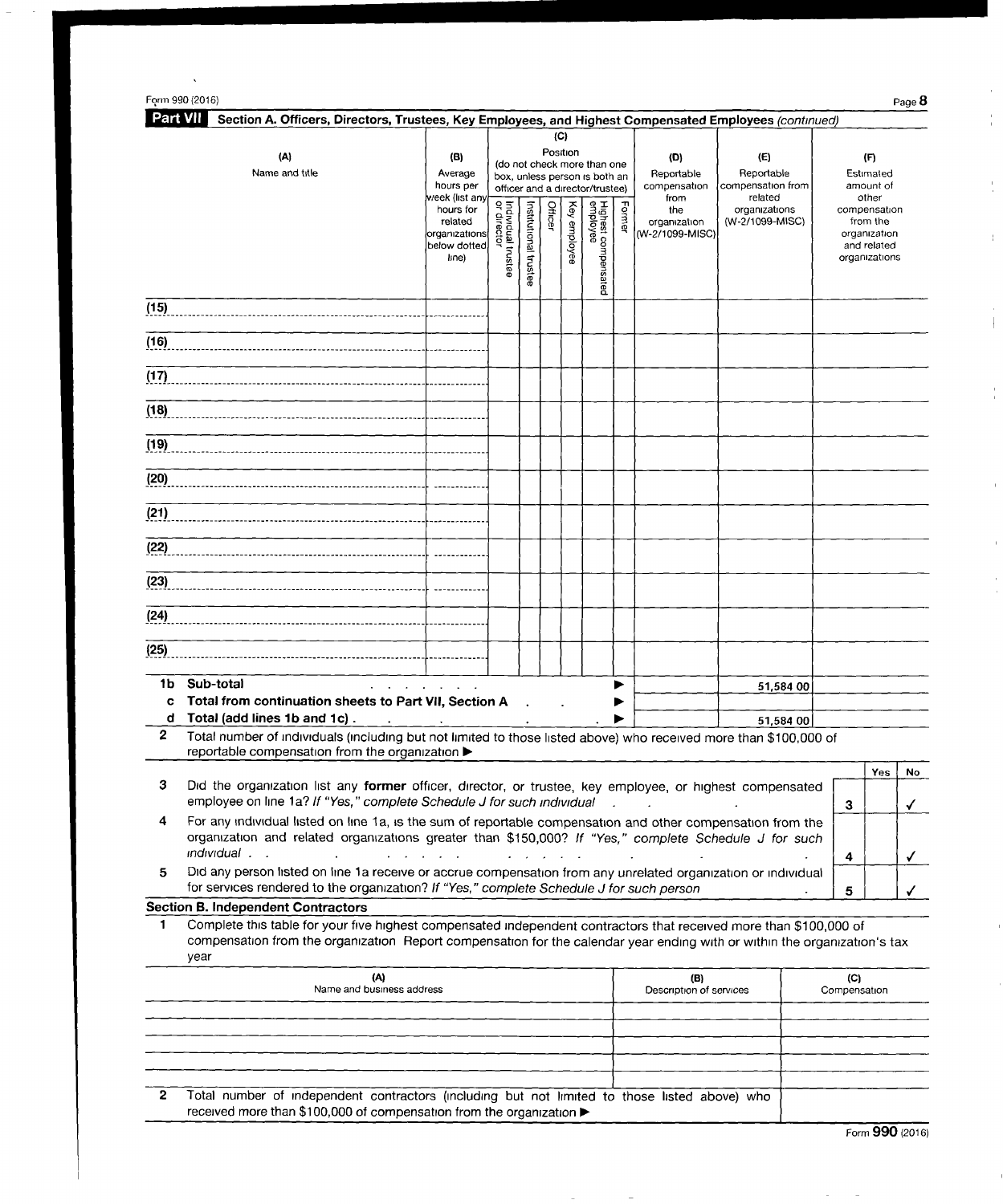Form 990 (2016)

**Part VII Section A. Officers, Directors, Trustees, Key Employees, and Highest Compensated Employees** *(continued)*

| (A) Name and title | (B) Average hours per week (list any hours for related organizations below dotted line) | (C) Position (do not check more than one box, unless person is both an officer and a director/trustee) | | | | | | (D) Reportable compensation from the organization (W-2/1099-MISC) | (E) Reportable compensation from related organizations (W-2/1099-MISC) | (F) Estimated amount of other compensation from the organization and related organizations |
|---|---|---|---|---|---|---|---|---|---|---|
| | | Individual trustee or director | Institutional trustee | Officer | Key employee | Highest compensated employee | Former | | | |
| (15) | | | | | | | | | | |
| (16) | | | | | | | | | | |
| (17) | | | | | | | | | | |
| (18) | | | | | | | | | | |
| (19) | | | | | | | | | | |
| (20) | | | | | | | | | | |
| (21) | | | | | | | | | | |
| (22) | | | | | | | | | | |
| (23) | | | | | | | | | | |
| (24) | | | | | | | | | | |
| (25) | | | | | | | | | | |

| | | (D) | (E) | (F) |
|---|---|---|---|---|
| **1b** | **Sub-total** ▶ | | 51,584 00 | |
| **c** | **Total from continuation sheets to Part VII, Section A** ▶ | | | |
| **d** | **Total (add lines 1b and 1c)** ▶ | | 51,584 00 | |

**2** Total number of individuals (including but not limited to those listed above) who received more than $100,000 of reportable compensation from the organization ▶

| | | | Yes | No |
|---|---|---|---|---|
| **3** | Did the organization list any **former** officer, director, or trustee, key employee, or highest compensated employee on line 1a? *If "Yes," complete Schedule J for such individual* | 3 | | ✓ |
| **4** | For any individual listed on line 1a, is the sum of reportable compensation and other compensation from the organization and related organizations greater than $150,000? *If "Yes," complete Schedule J for such individual* | 4 | | ✓ |
| **5** | Did any person listed on line 1a receive or accrue compensation from any unrelated organization or individual for services rendered to the organization? *If "Yes," complete Schedule J for such person* | 5 | | ✓ |

**Section B. Independent Contractors**

**1** Complete this table for your five highest compensated independent contractors that received more than $100,000 of compensation from the organization Report compensation for the calendar year ending with or within the organization's tax year

| (A) Name and business address | (B) Description of services | (C) Compensation |
|---|---|---|
| | | |
| | | |
| | | |
| | | |
| | | |

**2** Total number of independent contractors (including but not limited to those listed above) who received more than $100,000 of compensation from the organization ▶

Form **990** (2016)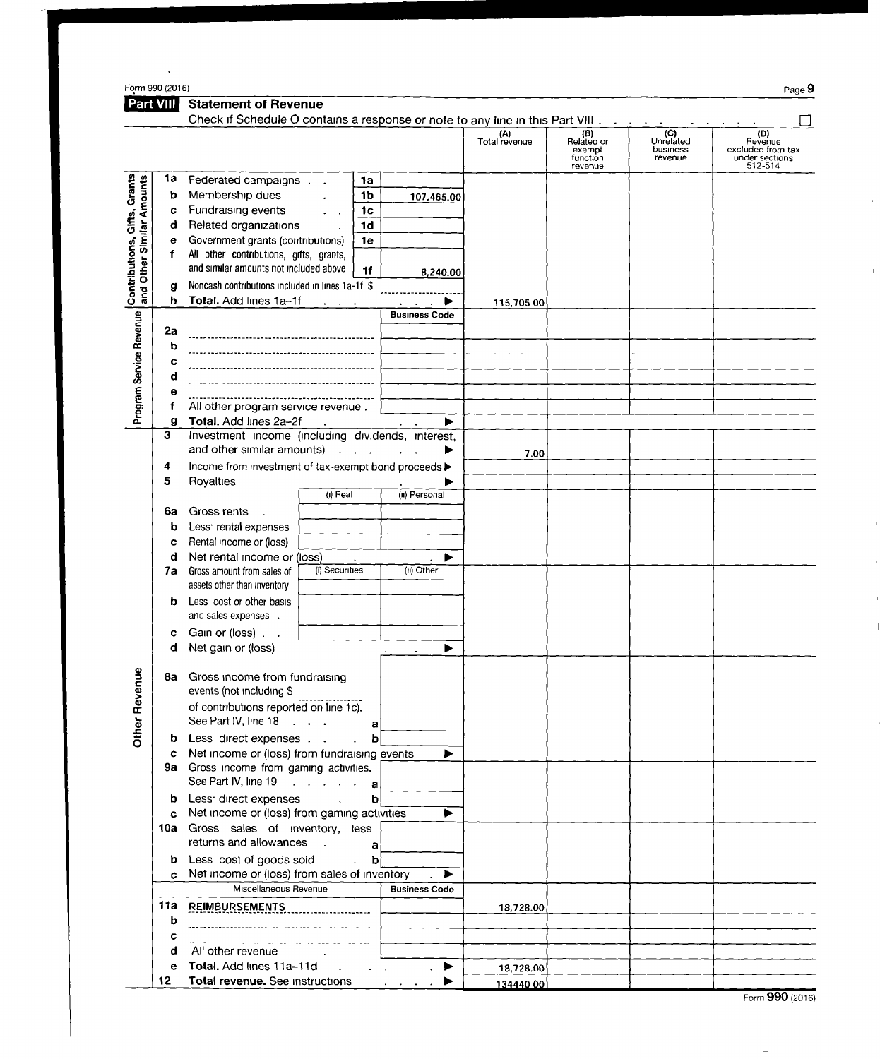Form 990 (2016)

## Part VIII Statement of Revenue

Check if Schedule O contains a response or note to any line in this Part VIII . . . . . . . . . . . ☐

| | | | | | (A) Total revenue | (B) Related or exempt function revenue | (C) Unrelated business revenue | (D) Revenue excluded from tax under sections 512-514 |
|---|---|---|---|---|---|---|---|---|
| **Contributions, Gifts, Grants and Other Similar Amounts** | 1a | Federated campaigns | 1a | | | | | |
| | b | Membership dues | 1b | 107,465.00 | | | | |
| | c | Fundraising events | 1c | | | | | |
| | d | Related organizations | 1d | | | | | |
| | e | Government grants (contributions) | 1e | | | | | |
| | f | All other contributions, gifts, grants, and similar amounts not included above | 1f | 8,240.00 | | | | |
| | g | Noncash contributions included in lines 1a-1f $ | | | | | | |
| | h | **Total.** Add lines 1a–1f ▶ | | | 115,705 00 | | | |
| **Program Service Revenue** | | | | Business Code | | | | |
| | 2a | | | | | | | |
| | b | | | | | | | |
| | c | | | | | | | |
| | d | | | | | | | |
| | e | | | | | | | |
| | f | All other program service revenue . | | | | | | |
| | g | **Total.** Add lines 2a–2f ▶ | | | | | | |
| **Other Revenue** | 3 | Investment income (including dividends, interest, and other similar amounts) ▶ | | | 7.00 | | | |
| | 4 | Income from investment of tax-exempt bond proceeds ▶ | | | | | | |
| | 5 | Royalties ▶ | | | | | | |
| | | | (i) Real | (ii) Personal | | | | |
| | 6a | Gross rents | | | | | | |
| | b | Less: rental expenses | | | | | | |
| | c | Rental income or (loss) | | | | | | |
| | d | Net rental income or (loss) ▶ | | | | | | |
| | | | (i) Securities | (ii) Other | | | | |
| | 7a | Gross amount from sales of assets other than inventory | | | | | | |
| | b | Less cost or other basis and sales expenses | | | | | | |
| | c | Gain or (loss) | | | | | | |
| | d | Net gain or (loss) ▶ | | | | | | |
| | 8a | Gross income from fundraising events (not including $ ________ of contributions reported on line 1c). See Part IV, line 18 | a | | | | | |
| | b | Less direct expenses | b | | | | | |
| | c | Net income or (loss) from fundraising events ▶ | | | | | | |
| | 9a | Gross income from gaming activities. See Part IV, line 19 | a | | | | | |
| | b | Less: direct expenses | b | | | | | |
| | c | Net income or (loss) from gaming activities ▶ | | | | | | |
| | 10a | Gross sales of inventory, less returns and allowances | a | | | | | |
| | b | Less cost of goods sold | b | | | | | |
| | c | Net income or (loss) from sales of inventory ▶ | | | | | | |
| | | Miscellaneous Revenue | | Business Code | | | | |
| | 11a | REIMBURSEMENTS | | | 18,728.00 | | | |
| | b | | | | | | | |
| | c | | | | | | | |
| | d | All other revenue | | | | | | |
| | e | **Total.** Add lines 11a–11d ▶ | | | 18,728.00 | | | |
| | 12 | **Total revenue.** See instructions ▶ | | | 134440 00 | | | |

Form **990** (2016)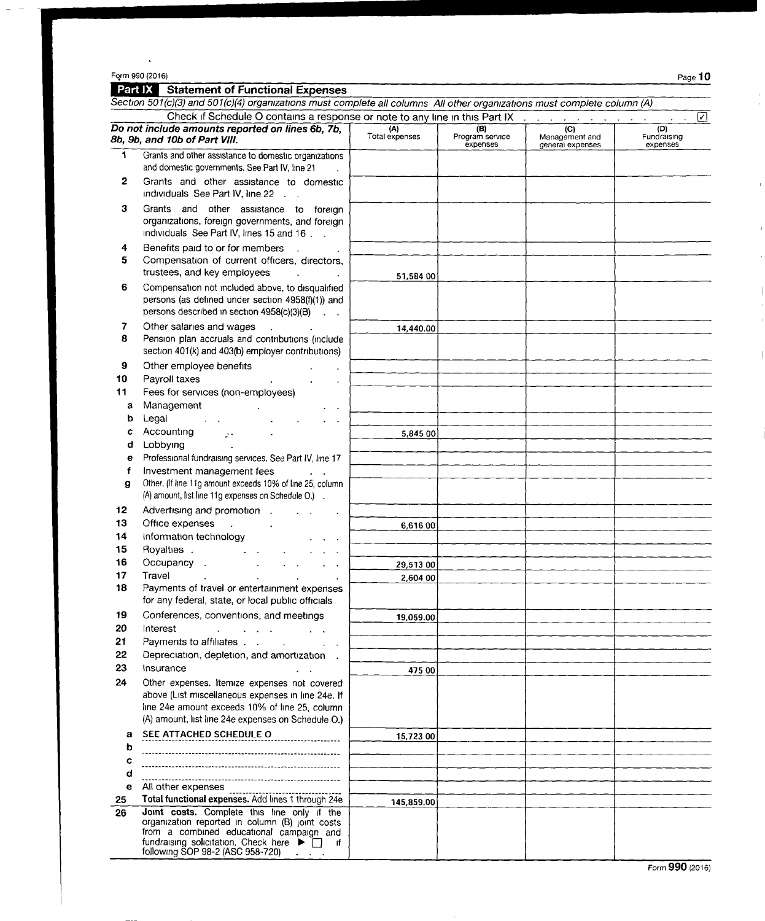Form 990 (2016)

## Part IX Statement of Functional Expenses

*Section 501(c)(3) and 501(c)(4) organizations must complete all columns All other organizations must complete column (A)*

Check if Schedule O contains a response or note to any line in this Part IX . . . . . . . . . . . . ☑

| ***Do not include amounts reported on lines 6b, 7b, 8b, 9b, and 10b of Part VIII.*** | (A) Total expenses | (B) Program service expenses | (C) Management and general expenses | (D) Fundraising expenses |
|---|---|---|---|---|
| **1** Grants and other assistance to domestic organizations and domestic governments. See Part IV, line 21 | | | | |
| **2** Grants and other assistance to domestic individuals See Part IV, line 22 | | | | |
| **3** Grants and other assistance to foreign organizations, foreign governments, and foreign individuals See Part IV, lines 15 and 16 | | | | |
| **4** Benefits paid to or for members | | | | |
| **5** Compensation of current officers, directors, trustees, and key employees | 51,584 00 | | | |
| **6** Compensation not included above, to disqualified persons (as defined under section 4958(f)(1)) and persons described in section 4958(c)(3)(B) | | | | |
| **7** Other salaries and wages | 14,440.00 | | | |
| **8** Pension plan accruals and contributions (include section 401(k) and 403(b) employer contributions) | | | | |
| **9** Other employee benefits | | | | |
| **10** Payroll taxes | | | | |
| **11** Fees for services (non-employees) | | | | |
| **a** Management | | | | |
| **b** Legal | | | | |
| **c** Accounting | 5,845 00 | | | |
| **d** Lobbying | | | | |
| **e** Professional fundraising services. See Part IV, line 17 | | | | |
| **f** Investment management fees | | | | |
| **g** Other. (If line 11g amount exceeds 10% of line 25, column (A) amount, list line 11g expenses on Schedule O.) | | | | |
| **12** Advertising and promotion | | | | |
| **13** Office expenses | 6,616 00 | | | |
| **14** Information technology | | | | |
| **15** Royalties | | | | |
| **16** Occupancy | 29,513 00 | | | |
| **17** Travel | 2,604 00 | | | |
| **18** Payments of travel or entertainment expenses for any federal, state, or local public officials | | | | |
| **19** Conferences, conventions, and meetings | 19,059.00 | | | |
| **20** Interest | | | | |
| **21** Payments to affiliates | | | | |
| **22** Depreciation, depletion, and amortization | | | | |
| **23** Insurance | 475 00 | | | |
| **24** Other expenses. Itemize expenses not covered above (List miscellaneous expenses in line 24e. If line 24e amount exceeds 10% of line 25, column (A) amount, list line 24e expenses on Schedule O.) | | | | |
| **a** SEE ATTACHED SCHEDULE O | 15,723 00 | | | |
| **b** | | | | |
| **c** | | | | |
| **d** | | | | |
| **e** All other expenses | | | | |
| **25** **Total functional expenses.** Add lines 1 through 24e | 145,859.00 | | | |
| **26** **Joint costs.** Complete this line only if the organization reported in column (B) joint costs from a combined educational campaign and fundraising solicitation. Check here ▶ ☐ if following SOP 98-2 (ASC 958-720) | | | | |

Form **990** (2016)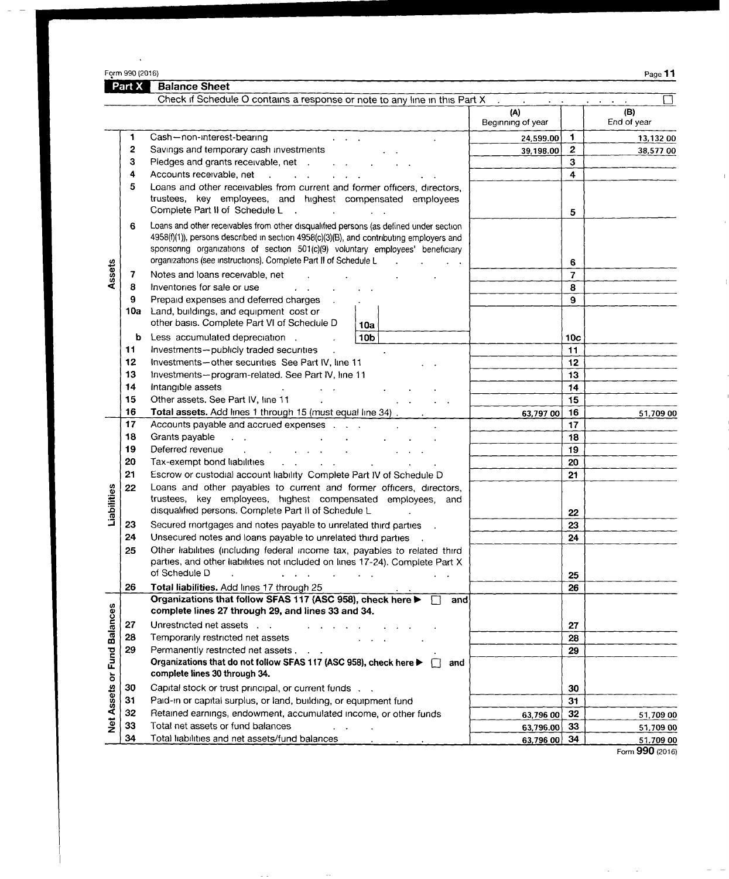Form 990 (2016)

## Part X Balance Sheet

Check if Schedule O contains a response or note to any line in this Part X . . . . . . . . . . ☐

| | | | (A) Beginning of year | | (B) End of year |
|---|---|---|---|---|---|
| **Assets** | 1 | Cash—non-interest-bearing | 24,599.00 | 1 | 13,132 00 |
| | 2 | Savings and temporary cash investments | 39,198.00 | 2 | 38,577 00 |
| | 3 | Pledges and grants receivable, net | | 3 | |
| | 4 | Accounts receivable, net | | 4 | |
| | 5 | Loans and other receivables from current and former officers, directors, trustees, key employees, and highest compensated employees Complete Part II of Schedule L | | 5 | |
| | 6 | Loans and other receivables from other disqualified persons (as defined under section 4958(f)(1)), persons described in section 4958(c)(3)(B), and contributing employers and sponsoring organizations of section 501(c)(9) voluntary employees' beneficiary organizations (see instructions). Complete Part II of Schedule L | | 6 | |
| | 7 | Notes and loans receivable, net | | 7 | |
| | 8 | Inventories for sale or use | | 8 | |
| | 9 | Prepaid expenses and deferred charges | | 9 | |
| | 10a | Land, buildings, and equipment cost or other basis. Complete Part VI of Schedule D — 10a | | | |
| | b | Less accumulated depreciation — 10b | | 10c | |
| | 11 | Investments—publicly traded securities | | 11 | |
| | 12 | Investments—other securities See Part IV, line 11 | | 12 | |
| | 13 | Investments—program-related. See Part IV, line 11 | | 13 | |
| | 14 | Intangible assets | | 14 | |
| | 15 | Other assets. See Part IV, line 11 | | 15 | |
| | 16 | **Total assets.** Add lines 1 through 15 (must equal line 34) | 63,797 00 | 16 | 51,709 00 |
| **Liabilities** | 17 | Accounts payable and accrued expenses | | 17 | |
| | 18 | Grants payable | | 18 | |
| | 19 | Deferred revenue | | 19 | |
| | 20 | Tax-exempt bond liabilities | | 20 | |
| | 21 | Escrow or custodial account liability Complete Part IV of Schedule D | | 21 | |
| | 22 | Loans and other payables to current and former officers, directors, trustees, key employees, highest compensated employees, and disqualified persons. Complete Part II of Schedule L | | 22 | |
| | 23 | Secured mortgages and notes payable to unrelated third parties | | 23 | |
| | 24 | Unsecured notes and loans payable to unrelated third parties | | 24 | |
| | 25 | Other liabilities (including federal income tax, payables to related third parties, and other liabilities not included on lines 17-24). Complete Part X of Schedule D | | 25 | |
| | 26 | **Total liabilities.** Add lines 17 through 25 | | 26 | |
| **Net Assets or Fund Balances** | | **Organizations that follow SFAS 117 (ASC 958), check here ▶ ☐ and complete lines 27 through 29, and lines 33 and 34.** | | | |
| | 27 | Unrestricted net assets | | 27 | |
| | 28 | Temporarily restricted net assets | | 28 | |
| | 29 | Permanently restricted net assets | | 29 | |
| | | **Organizations that do not follow SFAS 117 (ASC 958), check here ▶ ☐ and complete lines 30 through 34.** | | | |
| | 30 | Capital stock or trust principal, or current funds | | 30 | |
| | 31 | Paid-in or capital surplus, or land, building, or equipment fund | | 31 | |
| | 32 | Retained earnings, endowment, accumulated income, or other funds | 63,796 00 | 32 | 51,709 00 |
| | 33 | Total net assets or fund balances | 63,796.00 | 33 | 51,709 00 |
| | 34 | Total liabilities and net assets/fund balances | 63,796 00 | 34 | 51,709 00 |

Form 990 (2016)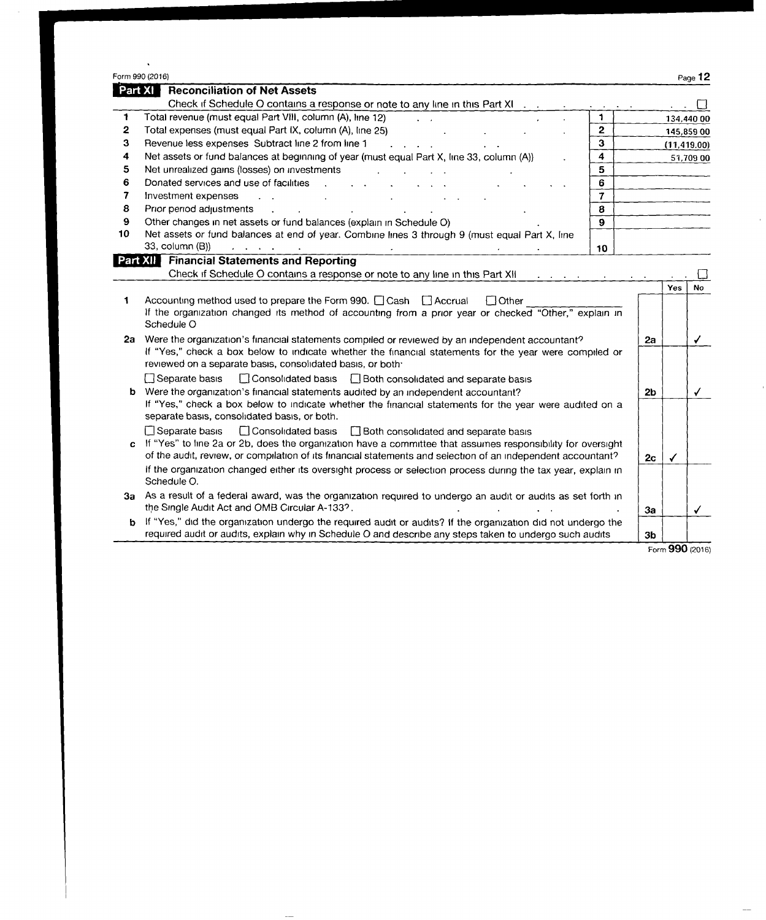Form 990 (2016)

## Part XI Reconciliation of Net Assets

Check if Schedule O contains a response or note to any line in this Part XI . . . . . . . . . . . ☐

| | | | |
|---|---|---|---|
| 1 | Total revenue (must equal Part VIII, column (A), line 12) | 1 | 134,440 00 |
| 2 | Total expenses (must equal Part IX, column (A), line 25) | 2 | 145,859 00 |
| 3 | Revenue less expenses Subtract line 2 from line 1 | 3 | (11,419.00) |
| 4 | Net assets or fund balances at beginning of year (must equal Part X, line 33, column (A)) | 4 | 51,709 00 |
| 5 | Net unrealized gains (losses) on investments | 5 | |
| 6 | Donated services and use of facilities | 6 | |
| 7 | Investment expenses | 7 | |
| 8 | Prior period adjustments | 8 | |
| 9 | Other changes in net assets or fund balances (explain in Schedule O) | 9 | |
| 10 | Net assets or fund balances at end of year. Combine lines 3 through 9 (must equal Part X, line 33, column (B)) | 10 | |

## Part XII Financial Statements and Reporting

Check if Schedule O contains a response or note to any line in this Part XII . . . . . . . . . . ☐

| | | | Yes | No |
|---|---|---|---|---|
| 1 | Accounting method used to prepare the Form 990. ☐ Cash ☐ Accrual ☐ Other<br>If the organization changed its method of accounting from a prior year or checked "Other," explain in Schedule O | | | |
| 2a | Were the organization's financial statements compiled or reviewed by an independent accountant?<br>If "Yes," check a box below to indicate whether the financial statements for the year were compiled or reviewed on a separate basis, consolidated basis, or both·<br>☐ Separate basis ☐ Consolidated basis ☐ Both consolidated and separate basis | 2a | | ✓ |
| b | Were the organization's financial statements audited by an independent accountant?<br>If "Yes," check a box below to indicate whether the financial statements for the year were audited on a separate basis, consolidated basis, or both.<br>☐ Separate basis ☐ Consolidated basis ☐ Both consolidated and separate basis | 2b | | ✓ |
| c | If "Yes" to line 2a or 2b, does the organization have a committee that assumes responsibility for oversight of the audit, review, or compilation of its financial statements and selection of an independent accountant?<br>If the organization changed either its oversight process or selection process during the tax year, explain in Schedule O. | 2c | ✓ | |
| 3a | As a result of a federal award, was the organization required to undergo an audit or audits as set forth in the Single Audit Act and OMB Circular A-133?. | 3a | | ✓ |
| b | If "Yes," did the organization undergo the required audit or audits? If the organization did not undergo the required audit or audits, explain why in Schedule O and describe any steps taken to undergo such audits | 3b | | |

Form **990** (2016)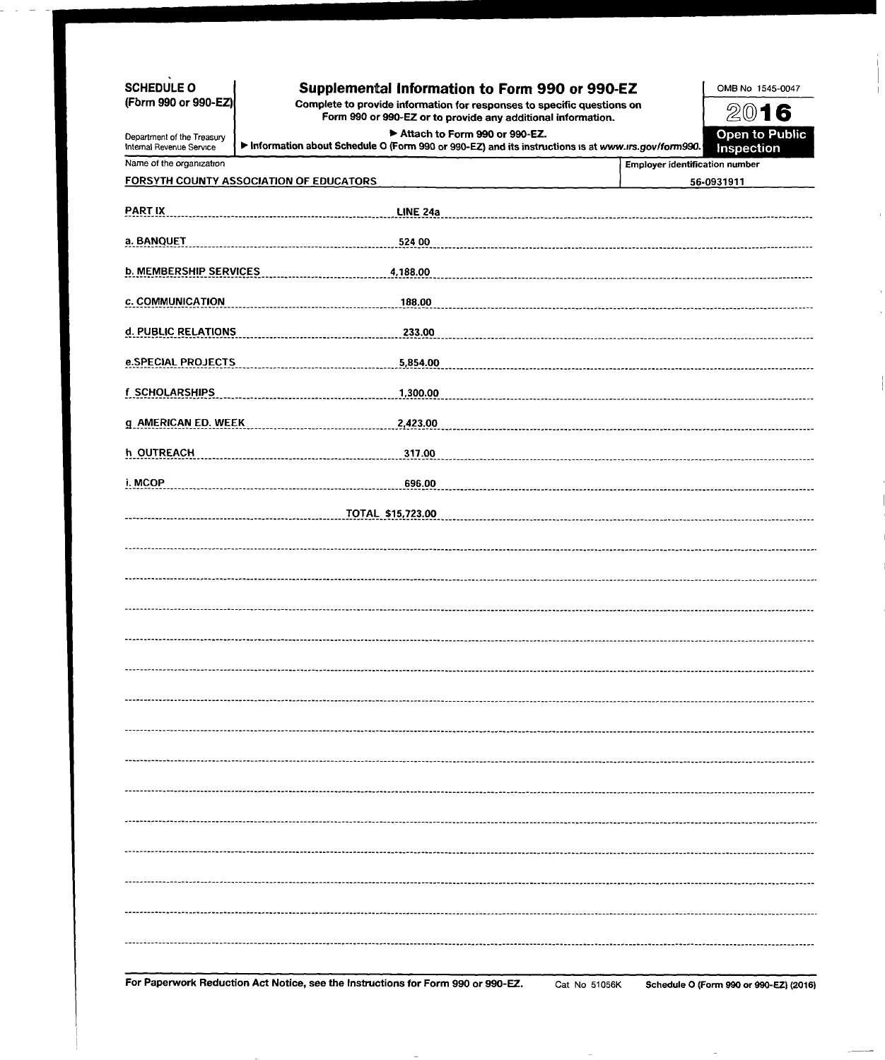**SCHEDULE O**
**(Form 990 or 990-EZ)**

Department of the Treasury
Internal Revenue Service

# Supplemental Information to Form 990 or 990-EZ

**Complete to provide information for responses to specific questions on Form 990 or 990-EZ or to provide any additional information.**

**▶ Attach to Form 990 or 990-EZ.**

**▶ Information about Schedule O (Form 990 or 990-EZ) and its instructions is at *www.irs.gov/form990*.**

OMB No 1545-0047

**2016**

**Open to Public Inspection**

| Name of the organization | Employer identification number |
|---|---|
| FORSYTH COUNTY ASSOCIATION OF EDUCATORS | 56-0931911 |

| | |
|---|---|
| PART IX | LINE 24a |
| a. BANQUET | 524 00 |
| b. MEMBERSHIP SERVICES | 4,188.00 |
| c. COMMUNICATION | 188.00 |
| d. PUBLIC RELATIONS | 233.00 |
| e.SPECIAL PROJECTS | 5,854.00 |
| f SCHOLARSHIPS | 1,300.00 |
| g AMERICAN ED. WEEK | 2,423.00 |
| h OUTREACH | 317.00 |
| i. MCOP | 696.00 |
| | TOTAL $15,723.00 |

**For Paperwork Reduction Act Notice, see the Instructions for Form 990 or 990-EZ.** Cat No 51056K **Schedule O (Form 990 or 990-EZ) (2016)**